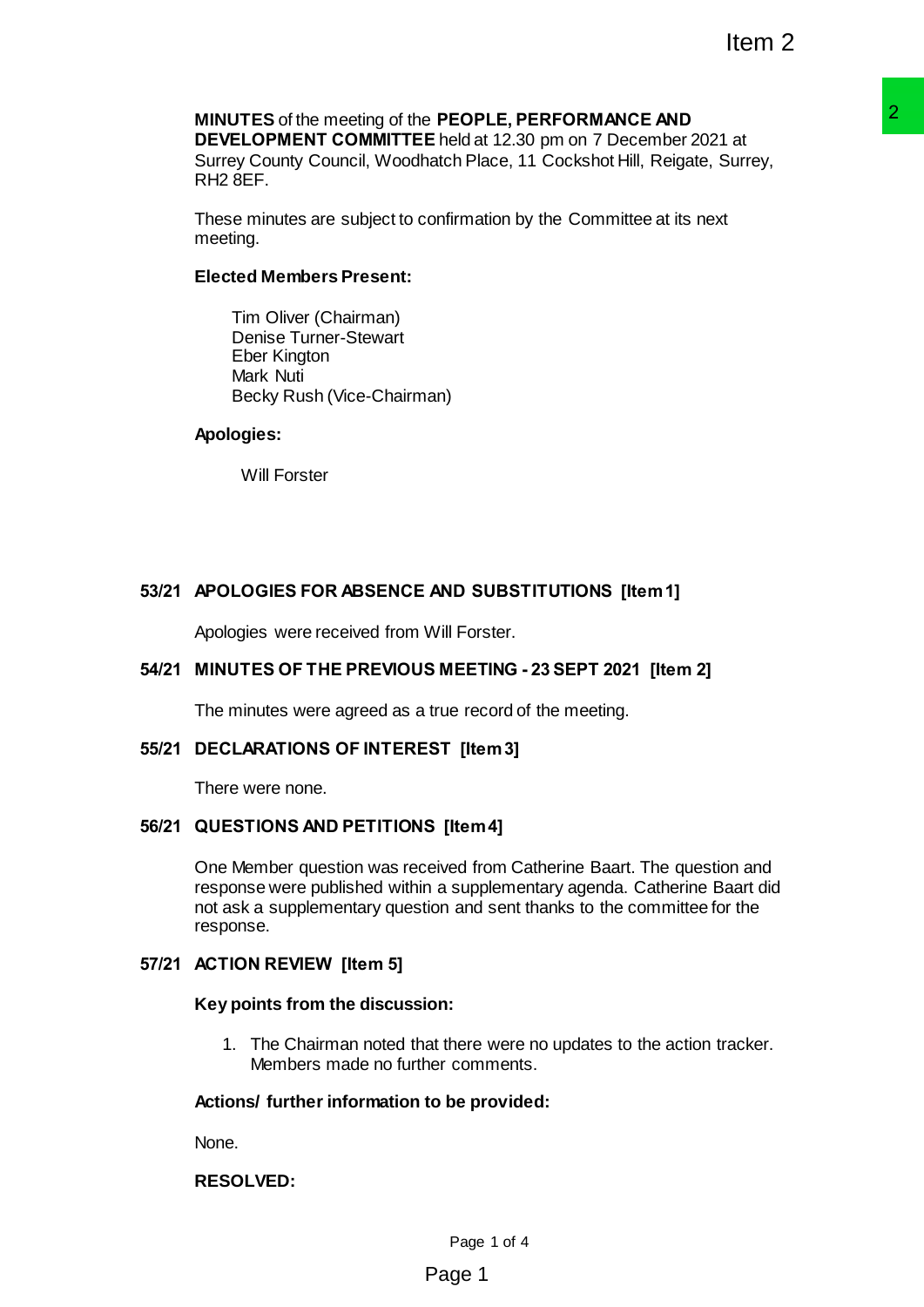Item 2

**MINUTES** of the meeting of the **PEOPLE, PERFORMANCE AND DEVELOPMENT COMMITTEE** held at 12.30 pm on 7 December 2021 at Surrey County Council, Woodhatch Place, 11 Cockshot Hill, Reigate, Surrey, RH2 8EF.

These minutes are subject to confirmation by the Committee at its next meeting.

**Elected Members Present:**

Tim Oliver (Chairman)
Denise Turner-Stewart
Eber Kington
Mark Nuti
Becky Rush (Vice-Chairman)

**Apologies:**

Will Forster

## 53/21 APOLOGIES FOR ABSENCE AND SUBSTITUTIONS [Item 1]

Apologies were received from Will Forster.

## 54/21 MINUTES OF THE PREVIOUS MEETING - 23 SEPT 2021 [Item 2]

The minutes were agreed as a true record of the meeting.

## 55/21 DECLARATIONS OF INTEREST [Item 3]

There were none.

## 56/21 QUESTIONS AND PETITIONS [Item 4]

One Member question was received from Catherine Baart. The question and response were published within a supplementary agenda. Catherine Baart did not ask a supplementary question and sent thanks to the committee for the response.

## 57/21 ACTION REVIEW [Item 5]

**Key points from the discussion:**

1. The Chairman noted that there were no updates to the action tracker. Members made no further comments.

**Actions/ further information to be provided:**

None.

**RESOLVED:**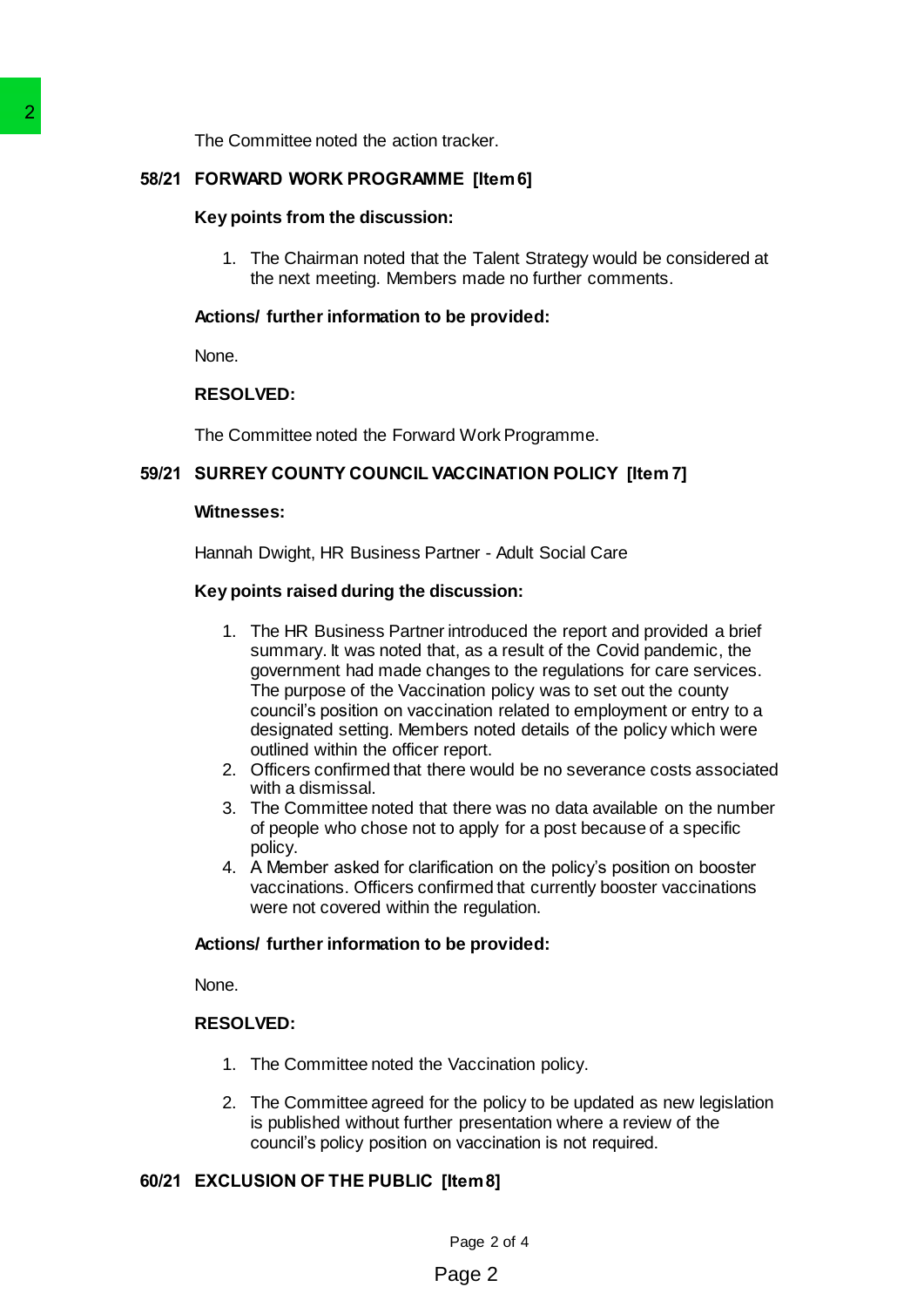The Committee noted the action tracker.

## 58/21 FORWARD WORK PROGRAMME [Item 6]

**Key points from the discussion:**

1. The Chairman noted that the Talent Strategy would be considered at the next meeting. Members made no further comments.

**Actions/ further information to be provided:**

None.

**RESOLVED:**

The Committee noted the Forward Work Programme.

## 59/21 SURREY COUNTY COUNCIL VACCINATION POLICY [Item 7]

**Witnesses:**

Hannah Dwight, HR Business Partner - Adult Social Care

**Key points raised during the discussion:**

1. The HR Business Partner introduced the report and provided a brief summary. It was noted that, as a result of the Covid pandemic, the government had made changes to the regulations for care services. The purpose of the Vaccination policy was to set out the county council's position on vaccination related to employment or entry to a designated setting. Members noted details of the policy which were outlined within the officer report.
2. Officers confirmed that there would be no severance costs associated with a dismissal.
3. The Committee noted that there was no data available on the number of people who chose not to apply for a post because of a specific policy.
4. A Member asked for clarification on the policy's position on booster vaccinations. Officers confirmed that currently booster vaccinations were not covered within the regulation.

**Actions/ further information to be provided:**

None.

**RESOLVED:**

1. The Committee noted the Vaccination policy.

2. The Committee agreed for the policy to be updated as new legislation is published without further presentation where a review of the council's policy position on vaccination is not required.

## 60/21 EXCLUSION OF THE PUBLIC [Item 8]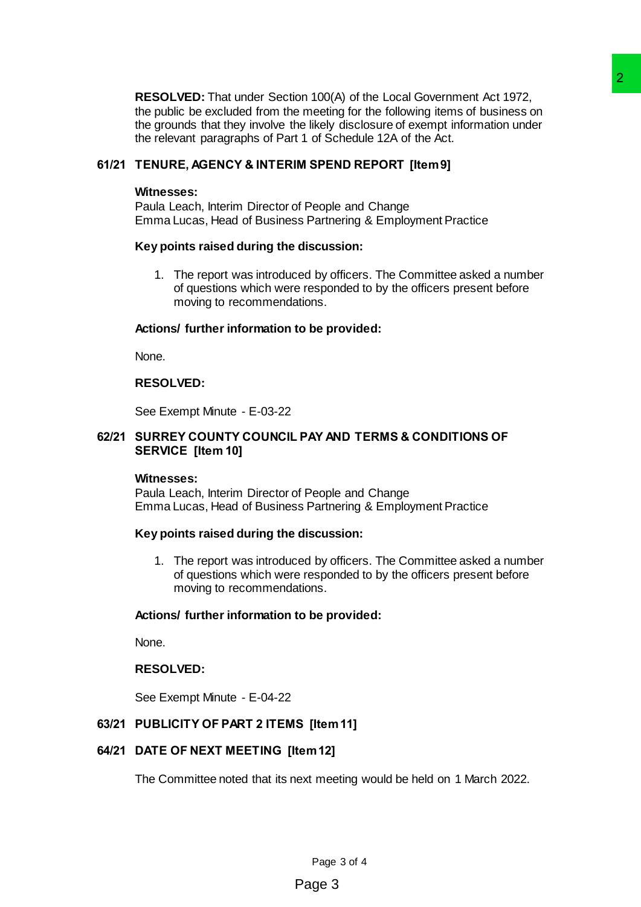**RESOLVED:** That under Section 100(A) of the Local Government Act 1972, the public be excluded from the meeting for the following items of business on the grounds that they involve the likely disclosure of exempt information under the relevant paragraphs of Part 1 of Schedule 12A of the Act.

## 61/21 TENURE, AGENCY & INTERIM SPEND REPORT [Item 9]

**Witnesses:**
Paula Leach, Interim Director of People and Change
Emma Lucas, Head of Business Partnering & Employment Practice

**Key points raised during the discussion:**

1. The report was introduced by officers. The Committee asked a number of questions which were responded to by the officers present before moving to recommendations.

**Actions/ further information to be provided:**

None.

**RESOLVED:**

See Exempt Minute - E-03-22

## 62/21 SURREY COUNTY COUNCIL PAY AND TERMS & CONDITIONS OF SERVICE [Item 10]

**Witnesses:**
Paula Leach, Interim Director of People and Change
Emma Lucas, Head of Business Partnering & Employment Practice

**Key points raised during the discussion:**

1. The report was introduced by officers. The Committee asked a number of questions which were responded to by the officers present before moving to recommendations.

**Actions/ further information to be provided:**

None.

**RESOLVED:**

See Exempt Minute - E-04-22

## 63/21 PUBLICITY OF PART 2 ITEMS [Item 11]

## 64/21 DATE OF NEXT MEETING [Item 12]

The Committee noted that its next meeting would be held on 1 March 2022.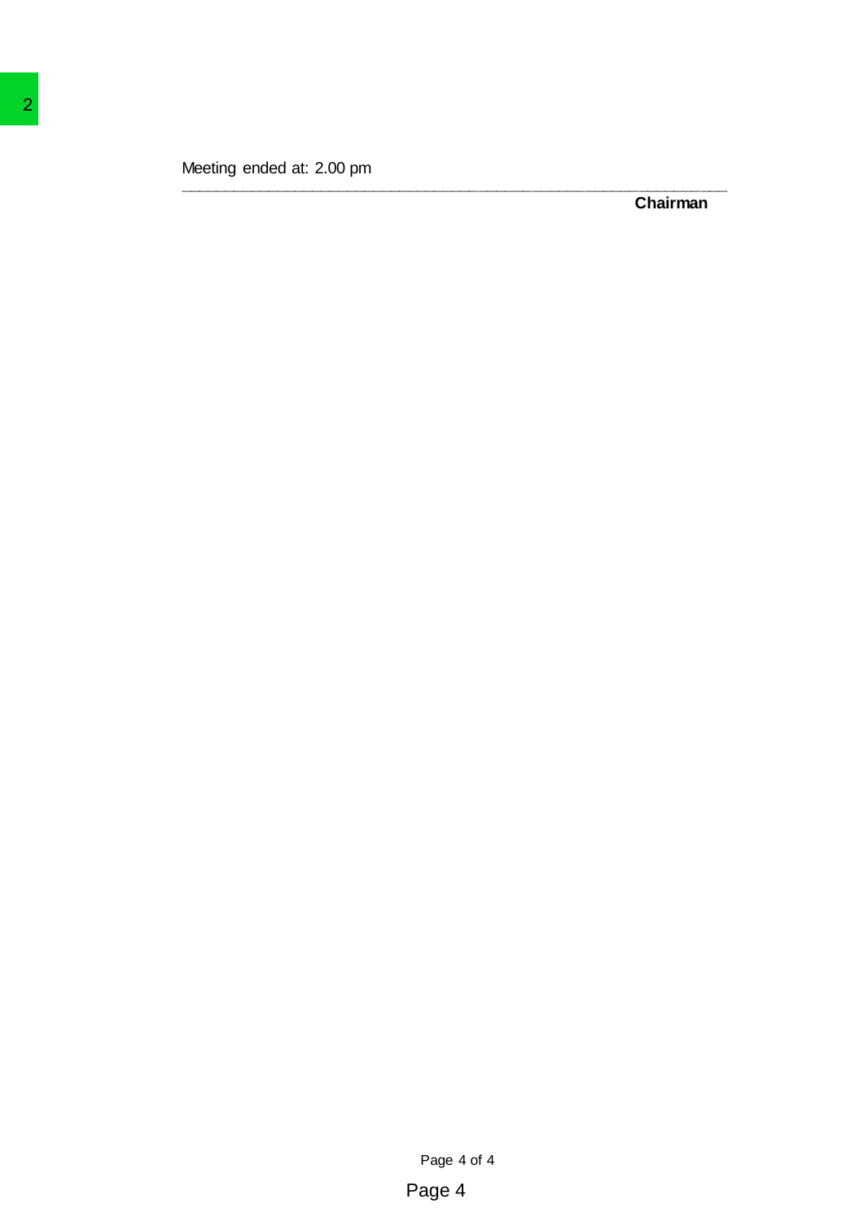Meeting ended at: 2.00 pm

---

**Chairman**